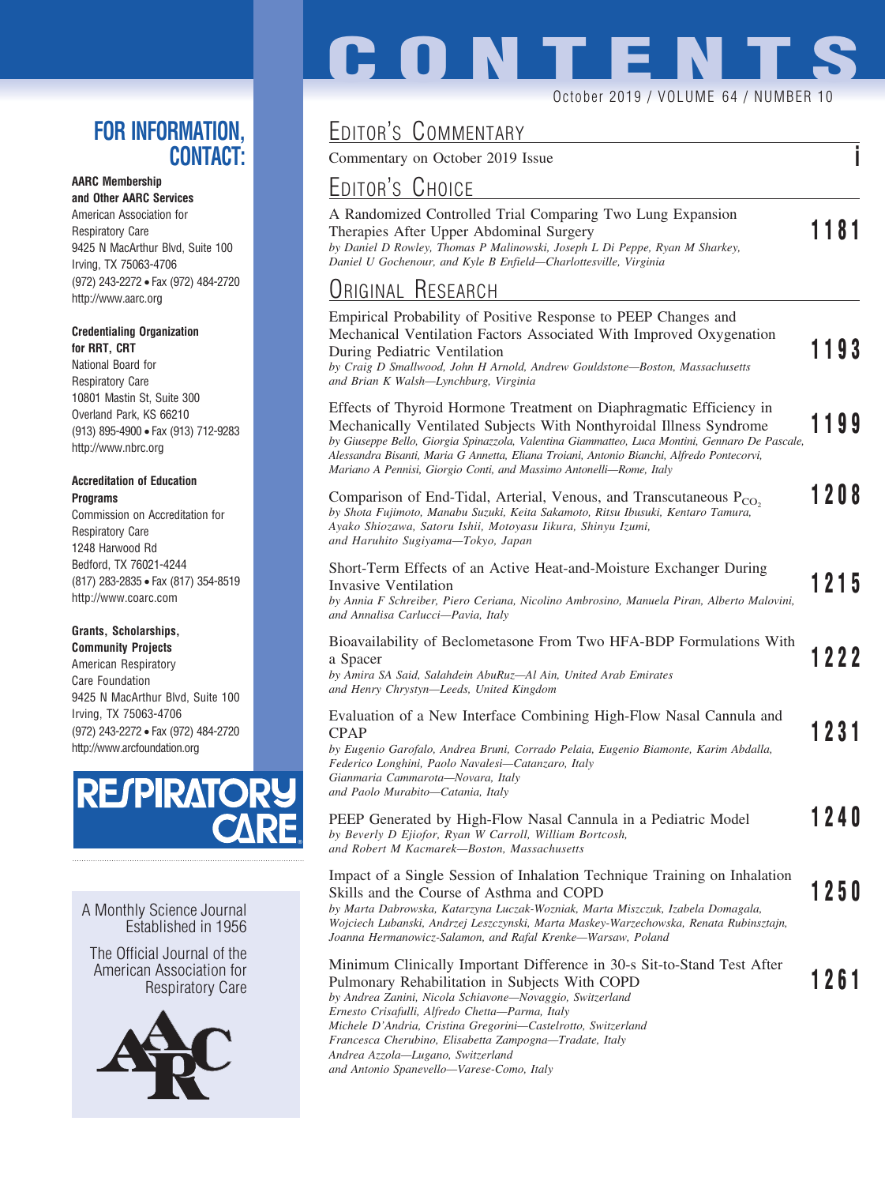# CONTENTS

October 2019 / VOLUME 64 / NUMBER 10

## EDITOR'S COMMENTARY

Commentary on October 2019 Issue — i

## EDITOR'S CHOICE

A Randomized Controlled Trial Comparing Two Lung Expansion Therapies After Upper Abdominal Surgery — 1181
*by Daniel D Rowley, Thomas P Malinowski, Joseph L Di Peppe, Ryan M Sharkey, Daniel U Gochenour, and Kyle B Enfield—Charlottesville, Virginia*

## ORIGINAL RESEARCH

Empirical Probability of Positive Response to PEEP Changes and Mechanical Ventilation Factors Associated With Improved Oxygenation During Pediatric Ventilation — 1193
*by Craig D Smallwood, John H Arnold, Andrew Gouldstone—Boston, Massachusetts and Brian K Walsh—Lynchburg, Virginia*

Effects of Thyroid Hormone Treatment on Diaphragmatic Efficiency in Mechanically Ventilated Subjects With Nonthyroidal Illness Syndrome — 1199
*by Giuseppe Bello, Giorgia Spinazzola, Valentina Giammatteo, Luca Montini, Gennaro De Pascale, Alessandra Bisanti, Maria G Annetta, Eliana Troiani, Antonio Bianchi, Alfredo Pontecorvi, Mariano A Pennisi, Giorgio Conti, and Massimo Antonelli—Rome, Italy*

Comparison of End-Tidal, Arterial, Venous, and Transcutaneous $P_{CO_2}$ — 1208
*by Shota Fujimoto, Manabu Suzuki, Keita Sakamoto, Ritsu Ibusuki, Kentaro Tamura, Ayako Shiozawa, Satoru Ishii, Motoyasu Iikura, Shinyu Izumi, and Haruhito Sugiyama—Tokyo, Japan*

Short-Term Effects of an Active Heat-and-Moisture Exchanger During Invasive Ventilation — 1215
*by Annia F Schreiber, Piero Ceriana, Nicolino Ambrosino, Manuela Piran, Alberto Malovini, and Annalisa Carlucci—Pavia, Italy*

Bioavailability of Beclometasone From Two HFA-BDP Formulations With a Spacer — 1222
*by Amira SA Said, Salahdein AbuRuz—Al Ain, United Arab Emirates and Henry Chrystyn—Leeds, United Kingdom*

Evaluation of a New Interface Combining High-Flow Nasal Cannula and CPAP — 1231
*by Eugenio Garofalo, Andrea Bruni, Corrado Pelaia, Eugenio Biamonte, Karim Abdalla, Federico Longhini, Paolo Navalesi—Catanzaro, Italy
Gianmaria Cammarota—Novara, Italy
and Paolo Murabito—Catania, Italy*

PEEP Generated by High-Flow Nasal Cannula in a Pediatric Model — 1240
*by Beverly D Ejiofor, Ryan W Carroll, William Bortcosh, and Robert M Kacmarek—Boston, Massachusetts*

Impact of a Single Session of Inhalation Technique Training on Inhalation Skills and the Course of Asthma and COPD — 1250
*by Marta Dabrowska, Katarzyna Luczak-Wozniak, Marta Miszczuk, Izabela Domagala, Wojciech Lubanski, Andrzej Leszczynski, Marta Maskey-Warzechowska, Renata Rubinsztajn, Joanna Hermanowicz-Salamon, and Rafal Krenke—Warsaw, Poland*

Minimum Clinically Important Difference in 30-s Sit-to-Stand Test After Pulmonary Rehabilitation in Subjects With COPD — 1261
*by Andrea Zanini, Nicola Schiavone—Novaggio, Switzerland
Ernesto Crisafulli, Alfredo Chetta—Parma, Italy
Michele D'Andria, Cristina Gregorini—Castelrotto, Switzerland
Francesca Cherubino, Elisabetta Zampogna—Tradate, Italy
Andrea Azzola—Lugano, Switzerland
and Antonio Spanevello—Varese-Como, Italy*

---

## FOR INFORMATION, CONTACT:

**AARC Membership and Other AARC Services**
American Association for Respiratory Care
9425 N MacArthur Blvd, Suite 100
Irving, TX 75063-4706
(972) 243-2272 • Fax (972) 484-2720
http://www.aarc.org

**Credentialing Organization for RRT, CRT**
National Board for Respiratory Care
10801 Mastin St, Suite 300
Overland Park, KS 66210
(913) 895-4900 • Fax (913) 712-9283
http://www.nbrc.org

**Accreditation of Education Programs**
Commission on Accreditation for Respiratory Care
1248 Harwood Rd
Bedford, TX 76021-4244
(817) 283-2835 • Fax (817) 354-8519
http://www.coarc.com

**Grants, Scholarships, Community Projects**
American Respiratory Care Foundation
9425 N MacArthur Blvd, Suite 100
Irving, TX 75063-4706
(972) 243-2272 • Fax (972) 484-2720
http://www.arcfoundation.org

RESPIRATORY CARE

A Monthly Science Journal Established in 1956

The Official Journal of the American Association for Respiratory Care

AARC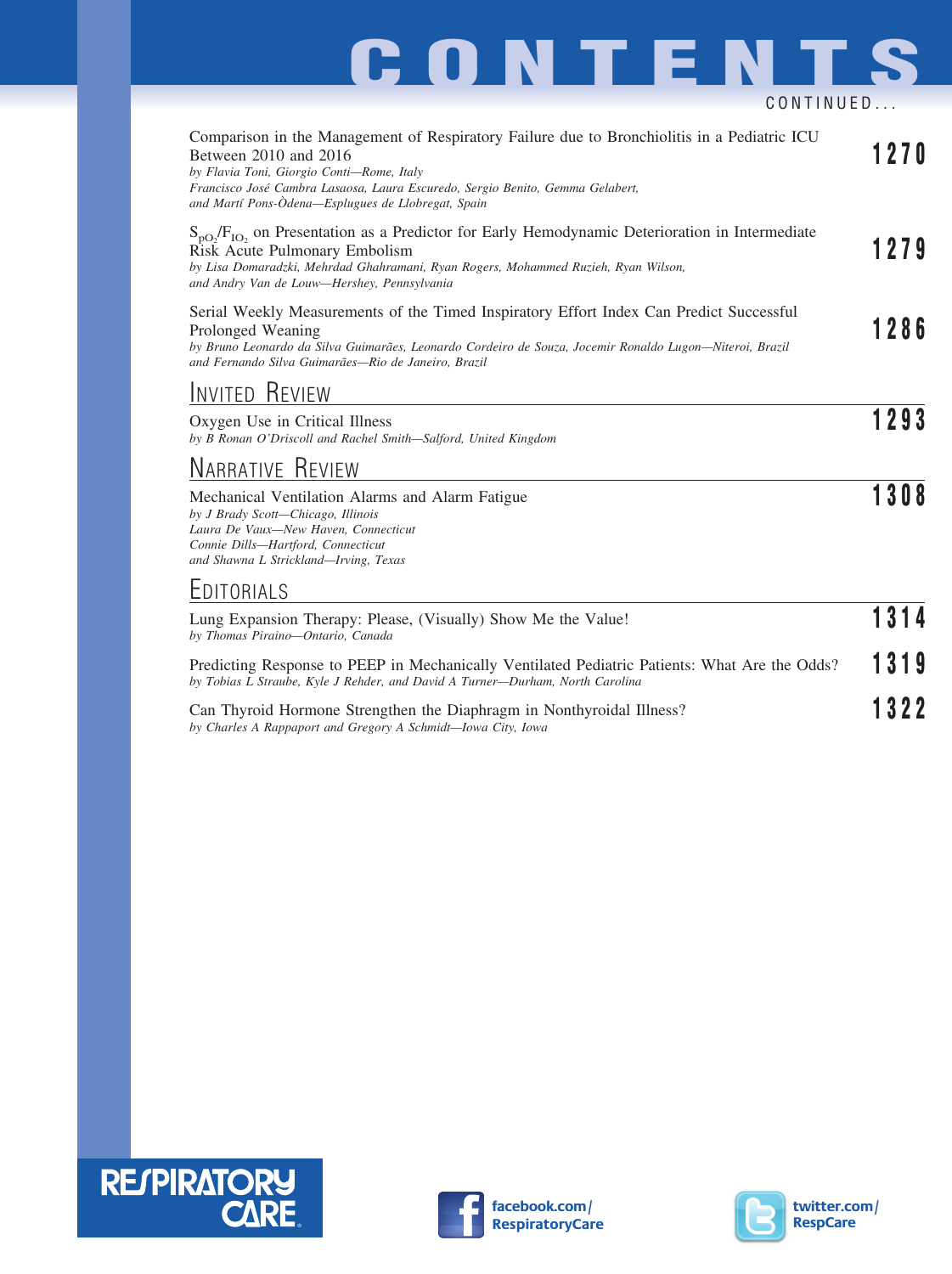# CONTENTS

CONTINUED...

Comparison in the Management of Respiratory Failure due to Bronchiolitis in a Pediatric ICU Between 2010 and 2016 — **1270**
*by Flavia Toni, Giorgio Conti—Rome, Italy*
*Francisco José Cambra Lasaosa, Laura Escuredo, Sergio Benito, Gemma Gelabert, and Martí Pons-Òdena—Esplugues de Llobregat, Spain*

$S_{pO_2}/F_{IO_2}$ on Presentation as a Predictor for Early Hemodynamic Deterioration in Intermediate Risk Acute Pulmonary Embolism — **1279**
*by Lisa Domaradzki, Mehrdad Ghahramani, Ryan Rogers, Mohammed Ruzieh, Ryan Wilson, and Andry Van de Louw—Hershey, Pennsylvania*

Serial Weekly Measurements of the Timed Inspiratory Effort Index Can Predict Successful Prolonged Weaning — **1286**
*by Bruno Leonardo da Silva Guimarães, Leonardo Cordeiro de Souza, Jocemir Ronaldo Lugon—Niteroi, Brazil and Fernando Silva Guimarães—Rio de Janeiro, Brazil*

## Invited Review

Oxygen Use in Critical Illness — **1293**
*by B Ronan O'Driscoll and Rachel Smith—Salford, United Kingdom*

## Narrative Review

Mechanical Ventilation Alarms and Alarm Fatigue — **1308**
*by J Brady Scott—Chicago, Illinois*
*Laura De Vaux—New Haven, Connecticut*
*Connie Dills—Hartford, Connecticut*
*and Shawna L Strickland—Irving, Texas*

## Editorials

Lung Expansion Therapy: Please, (Visually) Show Me the Value! — **1314**
*by Thomas Piraino—Ontario, Canada*

Predicting Response to PEEP in Mechanically Ventilated Pediatric Patients: What Are the Odds? — **1319**
*by Tobias L Straube, Kyle J Rehder, and David A Turner—Durham, North Carolina*

Can Thyroid Hormone Strengthen the Diaphragm in Nonthyroidal Illness? — **1322**
*by Charles A Rappaport and Gregory A Schmidt—Iowa City, Iowa*

RESPIRATORY CARE

facebook.com/RespiratoryCare

twitter.com/RespCare